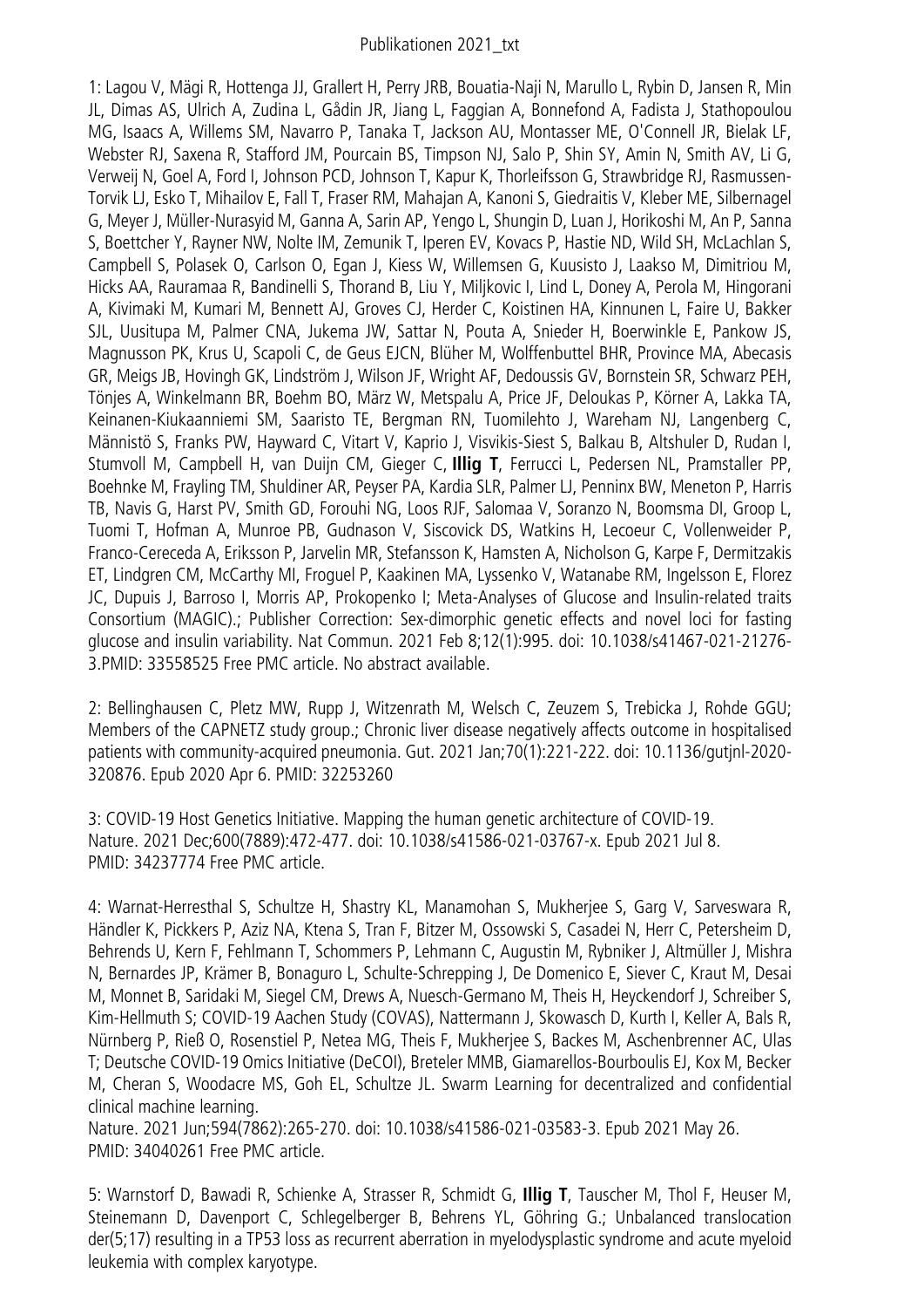# Publikationen 2021_txt

1: Lagou V, Mägi R, Hottenga JJ, Grallert H, Perry JRB, Bouatia-Naji N, Marullo L, Rybin D, Jansen R, Min JL, Dimas AS, Ulrich A, Zudina L, Gådin JR, Jiang L, Faggian A, Bonnefond A, Fadista J, Stathopoulou MG, Isaacs A, Willems SM, Navarro P, Tanaka T, Jackson AU, Montasser ME, O'Connell JR, Bielak LF, Webster RJ, Saxena R, Stafford JM, Pourcain BS, Timpson NJ, Salo P, Shin SY, Amin N, Smith AV, Li G, Verweij N, Goel A, Ford I, Johnson PCD, Johnson T, Kapur K, Thorleifsson G, Strawbridge RJ, Rasmussen-Torvik LJ, Esko T, Mihailov E, Fall T, Fraser RM, Mahajan A, Kanoni S, Giedraitis V, Kleber ME, Silbernagel G, Meyer J, Müller-Nurasyid M, Ganna A, Sarin AP, Yengo L, Shungin D, Luan J, Horikoshi M, An P, Sanna S, Boettcher Y, Rayner NW, Nolte IM, Zemunik T, Iperen EV, Kovacs P, Hastie ND, Wild SH, McLachlan S, Campbell S, Polasek O, Carlson O, Egan J, Kiess W, Willemsen G, Kuusisto J, Laakso M, Dimitriou M, Hicks AA, Rauramaa R, Bandinelli S, Thorand B, Liu Y, Miljkovic I, Lind L, Doney A, Perola M, Hingorani A, Kivimaki M, Kumari M, Bennett AJ, Groves CJ, Herder C, Koistinen HA, Kinnunen L, Faire U, Bakker SJL, Uusitupa M, Palmer CNA, Jukema JW, Sattar N, Pouta A, Snieder H, Boerwinkle E, Pankow JS, Magnusson PK, Krus U, Scapoli C, de Geus EJCN, Blüher M, Wolffenbuttel BHR, Province MA, Abecasis GR, Meigs JB, Hovingh GK, Lindström J, Wilson JF, Wright AF, Dedoussis GV, Bornstein SR, Schwarz PEH, Tönjes A, Winkelmann BR, Boehm BO, März W, Metspalu A, Price JF, Deloukas P, Körner A, Lakka TA, Keinanen-Kiukaanniemi SM, Saaristo TE, Bergman RN, Tuomilehto J, Wareham NJ, Langenberg C, Männistö S, Franks PW, Hayward C, Vitart V, Kaprio J, Visvikis-Siest S, Balkau B, Altshuler D, Rudan I, Stumvoll M, Campbell H, van Duijn CM, Gieger C, **Illig T**, Ferrucci L, Pedersen NL, Pramstaller PP, Boehnke M, Frayling TM, Shuldiner AR, Peyser PA, Kardia SLR, Palmer LJ, Penninx BW, Meneton P, Harris TB, Navis G, Harst PV, Smith GD, Forouhi NG, Loos RJF, Salomaa V, Soranzo N, Boomsma DI, Groop L, Tuomi T, Hofman A, Munroe PB, Gudnason V, Siscovick DS, Watkins H, Lecoeur C, Vollenweider P, Franco-Cereceda A, Eriksson P, Jarvelin MR, Stefansson K, Hamsten A, Nicholson G, Karpe F, Dermitzakis ET, Lindgren CM, McCarthy MI, Froguel P, Kaakinen MA, Lyssenko V, Watanabe RM, Ingelsson E, Florez JC, Dupuis J, Barroso I, Morris AP, Prokopenko I; Meta-Analyses of Glucose and Insulin-related traits Consortium (MAGIC).; Publisher Correction: Sex-dimorphic genetic effects and novel loci for fasting glucose and insulin variability. Nat Commun. 2021 Feb 8;12(1):995. doi: 10.1038/s41467-021-21276-3.PMID: 33558525 Free PMC article. No abstract available.

2: Bellinghausen C, Pletz MW, Rupp J, Witzenrath M, Welsch C, Zeuzem S, Trebicka J, Rohde GGU; Members of the CAPNETZ study group.; Chronic liver disease negatively affects outcome in hospitalised patients with community-acquired pneumonia. Gut. 2021 Jan;70(1):221-222. doi: 10.1136/gutjnl-2020-320876. Epub 2020 Apr 6. PMID: 32253260

3: COVID-19 Host Genetics Initiative. Mapping the human genetic architecture of COVID-19. Nature. 2021 Dec;600(7889):472-477. doi: 10.1038/s41586-021-03767-x. Epub 2021 Jul 8. PMID: 34237774 Free PMC article.

4: Warnat-Herresthal S, Schultze H, Shastry KL, Manamohan S, Mukherjee S, Garg V, Sarveswara R, Händler K, Pickkers P, Aziz NA, Ktena S, Tran F, Bitzer M, Ossowski S, Casadei N, Herr C, Petersheim D, Behrends U, Kern F, Fehlmann T, Schommers P, Lehmann C, Augustin M, Rybniker J, Altmüller J, Mishra N, Bernardes JP, Krämer B, Bonaguro L, Schulte-Schrepping J, De Domenico E, Siever C, Kraut M, Desai M, Monnet B, Saridaki M, Siegel CM, Drews A, Nuesch-Germano M, Theis H, Heyckendorf J, Schreiber S, Kim-Hellmuth S; COVID-19 Aachen Study (COVAS), Nattermann J, Skowasch D, Kurth I, Keller A, Bals R, Nürnberg P, Rieß O, Rosenstiel P, Netea MG, Theis F, Mukherjee S, Backes M, Aschenbrenner AC, Ulas T; Deutsche COVID-19 Omics Initiative (DeCOI), Breteler MMB, Giamarellos-Bourboulis EJ, Kox M, Becker M, Cheran S, Woodacre MS, Goh EL, Schultze JL. Swarm Learning for decentralized and confidential clinical machine learning.
Nature. 2021 Jun;594(7862):265-270. doi: 10.1038/s41586-021-03583-3. Epub 2021 May 26. PMID: 34040261 Free PMC article.

5: Warnstorf D, Bawadi R, Schienke A, Strasser R, Schmidt G, **Illig T**, Tauscher M, Thol F, Heuser M, Steinemann D, Davenport C, Schlegelberger B, Behrens YL, Göhring G.; Unbalanced translocation der(5;17) resulting in a TP53 loss as recurrent aberration in myelodysplastic syndrome and acute myeloid leukemia with complex karyotype.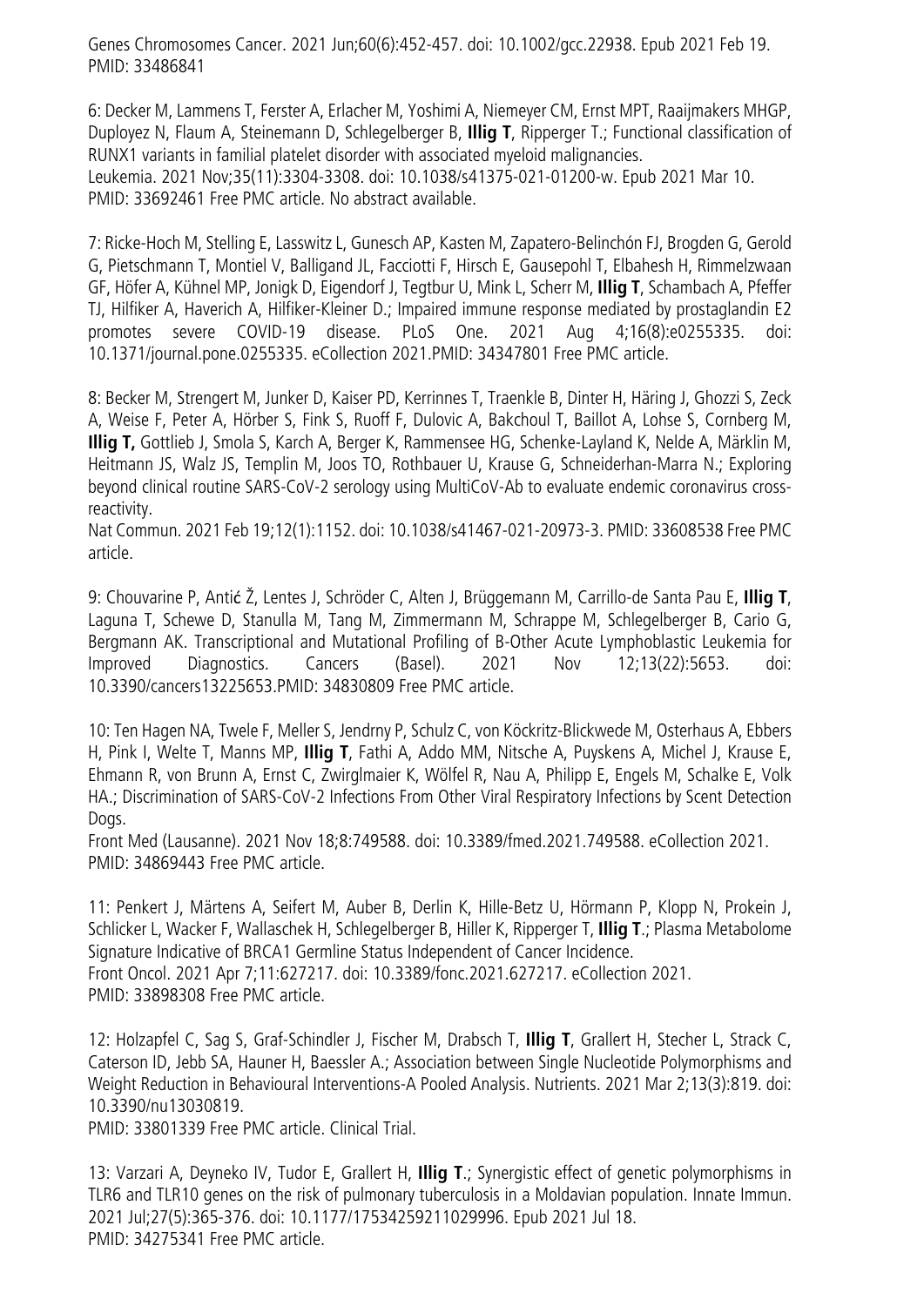Genes Chromosomes Cancer. 2021 Jun;60(6):452-457. doi: 10.1002/gcc.22938. Epub 2021 Feb 19. PMID: 33486841

6: Decker M, Lammens T, Ferster A, Erlacher M, Yoshimi A, Niemeyer CM, Ernst MPT, Raaijmakers MHGP, Duployez N, Flaum A, Steinemann D, Schlegelberger B, **Illig T**, Ripperger T.; Functional classification of RUNX1 variants in familial platelet disorder with associated myeloid malignancies.
Leukemia. 2021 Nov;35(11):3304-3308. doi: 10.1038/s41375-021-01200-w. Epub 2021 Mar 10. PMID: 33692461 Free PMC article. No abstract available.

7: Ricke-Hoch M, Stelling E, Lasswitz L, Gunesch AP, Kasten M, Zapatero-Belinchón FJ, Brogden G, Gerold G, Pietschmann T, Montiel V, Balligand JL, Facciotti F, Hirsch E, Gausepohl T, Elbahesh H, Rimmelzwaan GF, Höfer A, Kühnel MP, Jonigk D, Eigendorf J, Tegtbur U, Mink L, Scherr M, **Illig T**, Schambach A, Pfeffer TJ, Hilfiker A, Haverich A, Hilfiker-Kleiner D.; Impaired immune response mediated by prostaglandin E2 promotes severe COVID-19 disease. PLoS One. 2021 Aug 4;16(8):e0255335. doi: 10.1371/journal.pone.0255335. eCollection 2021.PMID: 34347801 Free PMC article.

8: Becker M, Strengert M, Junker D, Kaiser PD, Kerrinnes T, Traenkle B, Dinter H, Häring J, Ghozzi S, Zeck A, Weise F, Peter A, Hörber S, Fink S, Ruoff F, Dulovic A, Bakchoul T, Baillot A, Lohse S, Cornberg M, **Illig T,** Gottlieb J, Smola S, Karch A, Berger K, Rammensee HG, Schenke-Layland K, Nelde A, Märklin M, Heitmann JS, Walz JS, Templin M, Joos TO, Rothbauer U, Krause G, Schneiderhan-Marra N.; Exploring beyond clinical routine SARS-CoV-2 serology using MultiCoV-Ab to evaluate endemic coronavirus cross-reactivity.
Nat Commun. 2021 Feb 19;12(1):1152. doi: 10.1038/s41467-021-20973-3. PMID: 33608538 Free PMC article.

9: Chouvarine P, Antić Ž, Lentes J, Schröder C, Alten J, Brüggemann M, Carrillo-de Santa Pau E, **Illig T**, Laguna T, Schewe D, Stanulla M, Tang M, Zimmermann M, Schrappe M, Schlegelberger B, Cario G, Bergmann AK. Transcriptional and Mutational Profiling of B-Other Acute Lymphoblastic Leukemia for Improved Diagnostics. Cancers (Basel). 2021 Nov 12;13(22):5653. doi: 10.3390/cancers13225653.PMID: 34830809 Free PMC article.

10: Ten Hagen NA, Twele F, Meller S, Jendrny P, Schulz C, von Köckritz-Blickwede M, Osterhaus A, Ebbers H, Pink I, Welte T, Manns MP, **Illig T**, Fathi A, Addo MM, Nitsche A, Puyskens A, Michel J, Krause E, Ehmann R, von Brunn A, Ernst C, Zwirglmaier K, Wölfel R, Nau A, Philipp E, Engels M, Schalke E, Volk HA.; Discrimination of SARS-CoV-2 Infections From Other Viral Respiratory Infections by Scent Detection Dogs.
Front Med (Lausanne). 2021 Nov 18;8:749588. doi: 10.3389/fmed.2021.749588. eCollection 2021. PMID: 34869443 Free PMC article.

11: Penkert J, Märtens A, Seifert M, Auber B, Derlin K, Hille-Betz U, Hörmann P, Klopp N, Prokein J, Schlicker L, Wacker F, Wallaschek H, Schlegelberger B, Hiller K, Ripperger T, **Illig T**.; Plasma Metabolome Signature Indicative of BRCA1 Germline Status Independent of Cancer Incidence.
Front Oncol. 2021 Apr 7;11:627217. doi: 10.3389/fonc.2021.627217. eCollection 2021. PMID: 33898308 Free PMC article.

12: Holzapfel C, Sag S, Graf-Schindler J, Fischer M, Drabsch T, **Illig T**, Grallert H, Stecher L, Strack C, Caterson ID, Jebb SA, Hauner H, Baessler A.; Association between Single Nucleotide Polymorphisms and Weight Reduction in Behavioural Interventions-A Pooled Analysis. Nutrients. 2021 Mar 2;13(3):819. doi: 10.3390/nu13030819.
PMID: 33801339 Free PMC article. Clinical Trial.

13: Varzari A, Deyneko IV, Tudor E, Grallert H, **Illig T**.; Synergistic effect of genetic polymorphisms in TLR6 and TLR10 genes on the risk of pulmonary tuberculosis in a Moldavian population. Innate Immun. 2021 Jul;27(5):365-376. doi: 10.1177/17534259211029996. Epub 2021 Jul 18. PMID: 34275341 Free PMC article.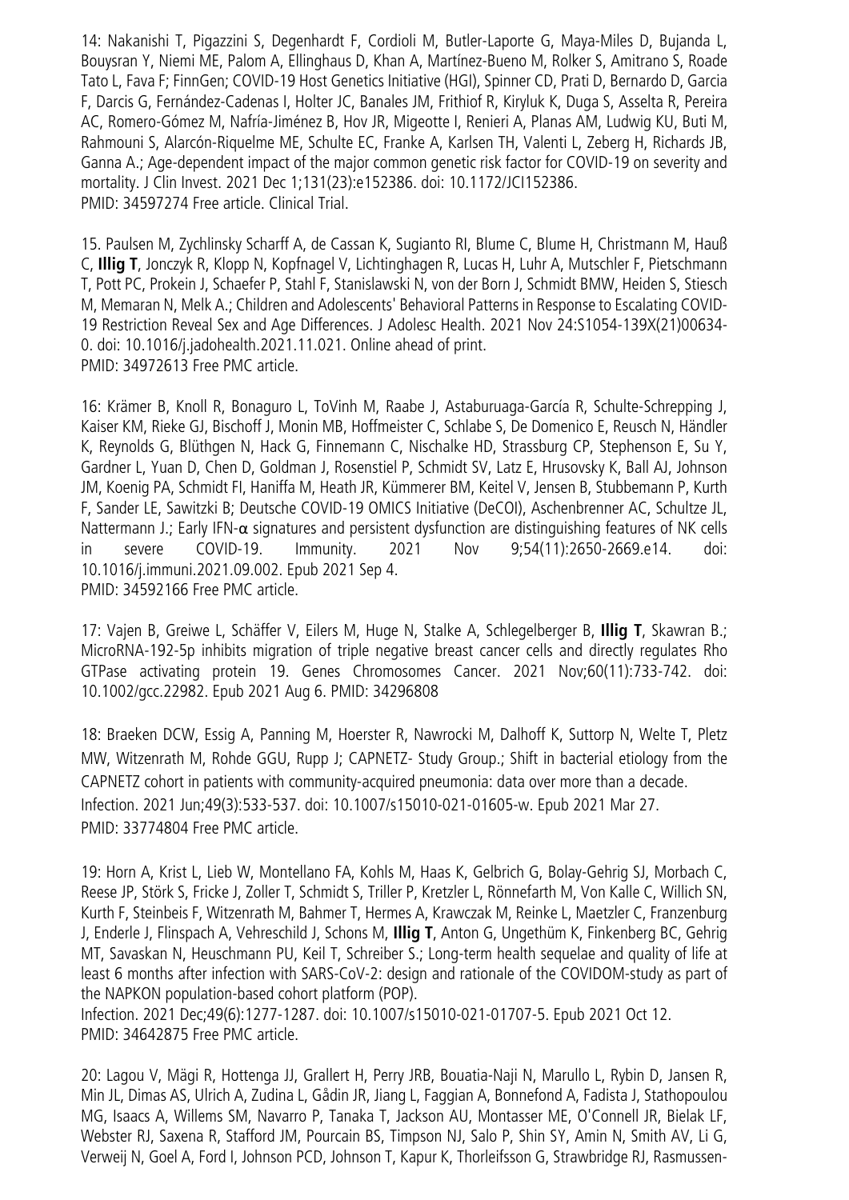14: Nakanishi T, Pigazzini S, Degenhardt F, Cordioli M, Butler-Laporte G, Maya-Miles D, Bujanda L, Bouysran Y, Niemi ME, Palom A, Ellinghaus D, Khan A, Martínez-Bueno M, Rolker S, Amitrano S, Roade Tato L, Fava F; FinnGen; COVID-19 Host Genetics Initiative (HGI), Spinner CD, Prati D, Bernardo D, Garcia F, Darcis G, Fernández-Cadenas I, Holter JC, Banales JM, Frithiof R, Kiryluk K, Duga S, Asselta R, Pereira AC, Romero-Gómez M, Nafría-Jiménez B, Hov JR, Migeotte I, Renieri A, Planas AM, Ludwig KU, Buti M, Rahmouni S, Alarcón-Riquelme ME, Schulte EC, Franke A, Karlsen TH, Valenti L, Zeberg H, Richards JB, Ganna A.; Age-dependent impact of the major common genetic risk factor for COVID-19 on severity and mortality. J Clin Invest. 2021 Dec 1;131(23):e152386. doi: 10.1172/JCI152386.
PMID: 34597274 Free article. Clinical Trial.

15. Paulsen M, Zychlinsky Scharff A, de Cassan K, Sugianto RI, Blume C, Blume H, Christmann M, Hauß C, **Illig T**, Jonczyk R, Klopp N, Kopfnagel V, Lichtinghagen R, Lucas H, Luhr A, Mutschler F, Pietschmann T, Pott PC, Prokein J, Schaefer P, Stahl F, Stanislawski N, von der Born J, Schmidt BMW, Heiden S, Stiesch M, Memaran N, Melk A.; Children and Adolescents' Behavioral Patterns in Response to Escalating COVID-19 Restriction Reveal Sex and Age Differences. J Adolesc Health. 2021 Nov 24:S1054-139X(21)00634-0. doi: 10.1016/j.jadohealth.2021.11.021. Online ahead of print.
PMID: 34972613 Free PMC article.

16: Krämer B, Knoll R, Bonaguro L, ToVinh M, Raabe J, Astaburuaga-García R, Schulte-Schrepping J, Kaiser KM, Rieke GJ, Bischoff J, Monin MB, Hoffmeister C, Schlabe S, De Domenico E, Reusch N, Händler K, Reynolds G, Blüthgen N, Hack G, Finnemann C, Nischalke HD, Strassburg CP, Stephenson E, Su Y, Gardner L, Yuan D, Chen D, Goldman J, Rosenstiel P, Schmidt SV, Latz E, Hrusovsky K, Ball AJ, Johnson JM, Koenig PA, Schmidt FI, Haniffa M, Heath JR, Kümmerer BM, Keitel V, Jensen B, Stubbemann P, Kurth F, Sander LE, Sawitzki B; Deutsche COVID-19 OMICS Initiative (DeCOI), Aschenbrenner AC, Schultze JL, Nattermann J.; Early IFN-α signatures and persistent dysfunction are distinguishing features of NK cells in severe COVID-19. Immunity. 2021 Nov 9;54(11):2650-2669.e14. doi: 10.1016/j.immuni.2021.09.002. Epub 2021 Sep 4.
PMID: 34592166 Free PMC article.

17: Vajen B, Greiwe L, Schäffer V, Eilers M, Huge N, Stalke A, Schlegelberger B, **Illig T**, Skawran B.; MicroRNA-192-5p inhibits migration of triple negative breast cancer cells and directly regulates Rho GTPase activating protein 19. Genes Chromosomes Cancer. 2021 Nov;60(11):733-742. doi: 10.1002/gcc.22982. Epub 2021 Aug 6. PMID: 34296808

18: Braeken DCW, Essig A, Panning M, Hoerster R, Nawrocki M, Dalhoff K, Suttorp N, Welte T, Pletz MW, Witzenrath M, Rohde GGU, Rupp J; CAPNETZ- Study Group.; Shift in bacterial etiology from the CAPNETZ cohort in patients with community-acquired pneumonia: data over more than a decade. Infection. 2021 Jun;49(3):533-537. doi: 10.1007/s15010-021-01605-w. Epub 2021 Mar 27.
PMID: 33774804 Free PMC article.

19: Horn A, Krist L, Lieb W, Montellano FA, Kohls M, Haas K, Gelbrich G, Bolay-Gehrig SJ, Morbach C, Reese JP, Störk S, Fricke J, Zoller T, Schmidt S, Triller P, Kretzler L, Rönnefarth M, Von Kalle C, Willich SN, Kurth F, Steinbeis F, Witzenrath M, Bahmer T, Hermes A, Krawczak M, Reinke L, Maetzler C, Franzenburg J, Enderle J, Flinspach A, Vehreschild J, Schons M, **Illig T**, Anton G, Ungethüm K, Finkenberg BC, Gehrig MT, Savaskan N, Heuschmann PU, Keil T, Schreiber S.; Long-term health sequelae and quality of life at least 6 months after infection with SARS-CoV-2: design and rationale of the COVIDOM-study as part of the NAPKON population-based cohort platform (POP).
Infection. 2021 Dec;49(6):1277-1287. doi: 10.1007/s15010-021-01707-5. Epub 2021 Oct 12.
PMID: 34642875 Free PMC article.

20: Lagou V, Mägi R, Hottenga JJ, Grallert H, Perry JRB, Bouatia-Naji N, Marullo L, Rybin D, Jansen R, Min JL, Dimas AS, Ulrich A, Zudina L, Gådin JR, Jiang L, Faggian A, Bonnefond A, Fadista J, Stathopoulou MG, Isaacs A, Willems SM, Navarro P, Tanaka T, Jackson AU, Montasser ME, O'Connell JR, Bielak LF, Webster RJ, Saxena R, Stafford JM, Pourcain BS, Timpson NJ, Salo P, Shin SY, Amin N, Smith AV, Li G, Verweij N, Goel A, Ford I, Johnson PCD, Johnson T, Kapur K, Thorleifsson G, Strawbridge RJ, Rasmussen-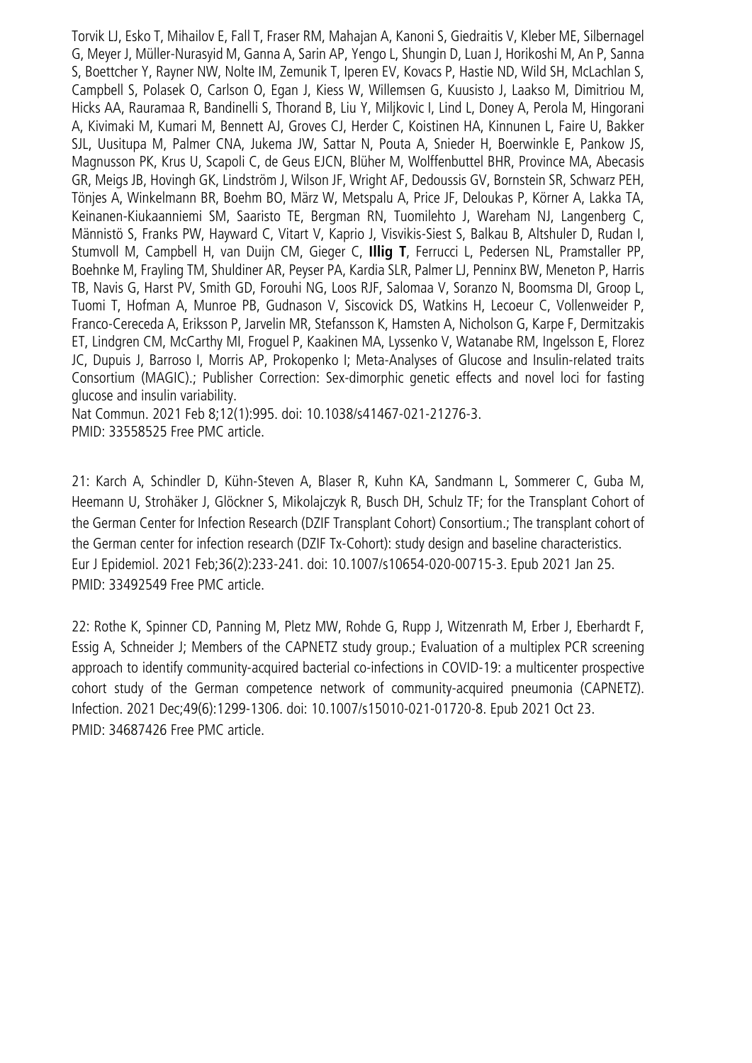Torvik LJ, Esko T, Mihailov E, Fall T, Fraser RM, Mahajan A, Kanoni S, Giedraitis V, Kleber ME, Silbernagel G, Meyer J, Müller-Nurasyid M, Ganna A, Sarin AP, Yengo L, Shungin D, Luan J, Horikoshi M, An P, Sanna S, Boettcher Y, Rayner NW, Nolte IM, Zemunik T, Iperen EV, Kovacs P, Hastie ND, Wild SH, McLachlan S, Campbell S, Polasek O, Carlson O, Egan J, Kiess W, Willemsen G, Kuusisto J, Laakso M, Dimitriou M, Hicks AA, Rauramaa R, Bandinelli S, Thorand B, Liu Y, Miljkovic I, Lind L, Doney A, Perola M, Hingorani A, Kivimaki M, Kumari M, Bennett AJ, Groves CJ, Herder C, Koistinen HA, Kinnunen L, Faire U, Bakker SJL, Uusitupa M, Palmer CNA, Jukema JW, Sattar N, Pouta A, Snieder H, Boerwinkle E, Pankow JS, Magnusson PK, Krus U, Scapoli C, de Geus EJCN, Blüher M, Wolffenbuttel BHR, Province MA, Abecasis GR, Meigs JB, Hovingh GK, Lindström J, Wilson JF, Wright AF, Dedoussis GV, Bornstein SR, Schwarz PEH, Tönjes A, Winkelmann BR, Boehm BO, März W, Metspalu A, Price JF, Deloukas P, Körner A, Lakka TA, Keinanen-Kiukaanniemi SM, Saaristo TE, Bergman RN, Tuomilehto J, Wareham NJ, Langenberg C, Männistö S, Franks PW, Hayward C, Vitart V, Kaprio J, Visvikis-Siest S, Balkau B, Altshuler D, Rudan I, Stumvoll M, Campbell H, van Duijn CM, Gieger C, **Illig T**, Ferrucci L, Pedersen NL, Pramstaller PP, Boehnke M, Frayling TM, Shuldiner AR, Peyser PA, Kardia SLR, Palmer LJ, Penninx BW, Meneton P, Harris TB, Navis G, Harst PV, Smith GD, Forouhi NG, Loos RJF, Salomaa V, Soranzo N, Boomsma DI, Groop L, Tuomi T, Hofman A, Munroe PB, Gudnason V, Siscovick DS, Watkins H, Lecoeur C, Vollenweider P, Franco-Cereceda A, Eriksson P, Jarvelin MR, Stefansson K, Hamsten A, Nicholson G, Karpe F, Dermitzakis ET, Lindgren CM, McCarthy MI, Froguel P, Kaakinen MA, Lyssenko V, Watanabe RM, Ingelsson E, Florez JC, Dupuis J, Barroso I, Morris AP, Prokopenko I; Meta-Analyses of Glucose and Insulin-related traits Consortium (MAGIC).; Publisher Correction: Sex-dimorphic genetic effects and novel loci for fasting glucose and insulin variability.
Nat Commun. 2021 Feb 8;12(1):995. doi: 10.1038/s41467-021-21276-3.
PMID: 33558525 Free PMC article.

21: Karch A, Schindler D, Kühn-Steven A, Blaser R, Kuhn KA, Sandmann L, Sommerer C, Guba M, Heemann U, Strohäker J, Glöckner S, Mikolajczyk R, Busch DH, Schulz TF; for the Transplant Cohort of the German Center for Infection Research (DZIF Transplant Cohort) Consortium.; The transplant cohort of the German center for infection research (DZIF Tx-Cohort): study design and baseline characteristics.
Eur J Epidemiol. 2021 Feb;36(2):233-241. doi: 10.1007/s10654-020-00715-3. Epub 2021 Jan 25.
PMID: 33492549 Free PMC article.

22: Rothe K, Spinner CD, Panning M, Pletz MW, Rohde G, Rupp J, Witzenrath M, Erber J, Eberhardt F, Essig A, Schneider J; Members of the CAPNETZ study group.; Evaluation of a multiplex PCR screening approach to identify community-acquired bacterial co-infections in COVID-19: a multicenter prospective cohort study of the German competence network of community-acquired pneumonia (CAPNETZ).
Infection. 2021 Dec;49(6):1299-1306. doi: 10.1007/s15010-021-01720-8. Epub 2021 Oct 23.
PMID: 34687426 Free PMC article.